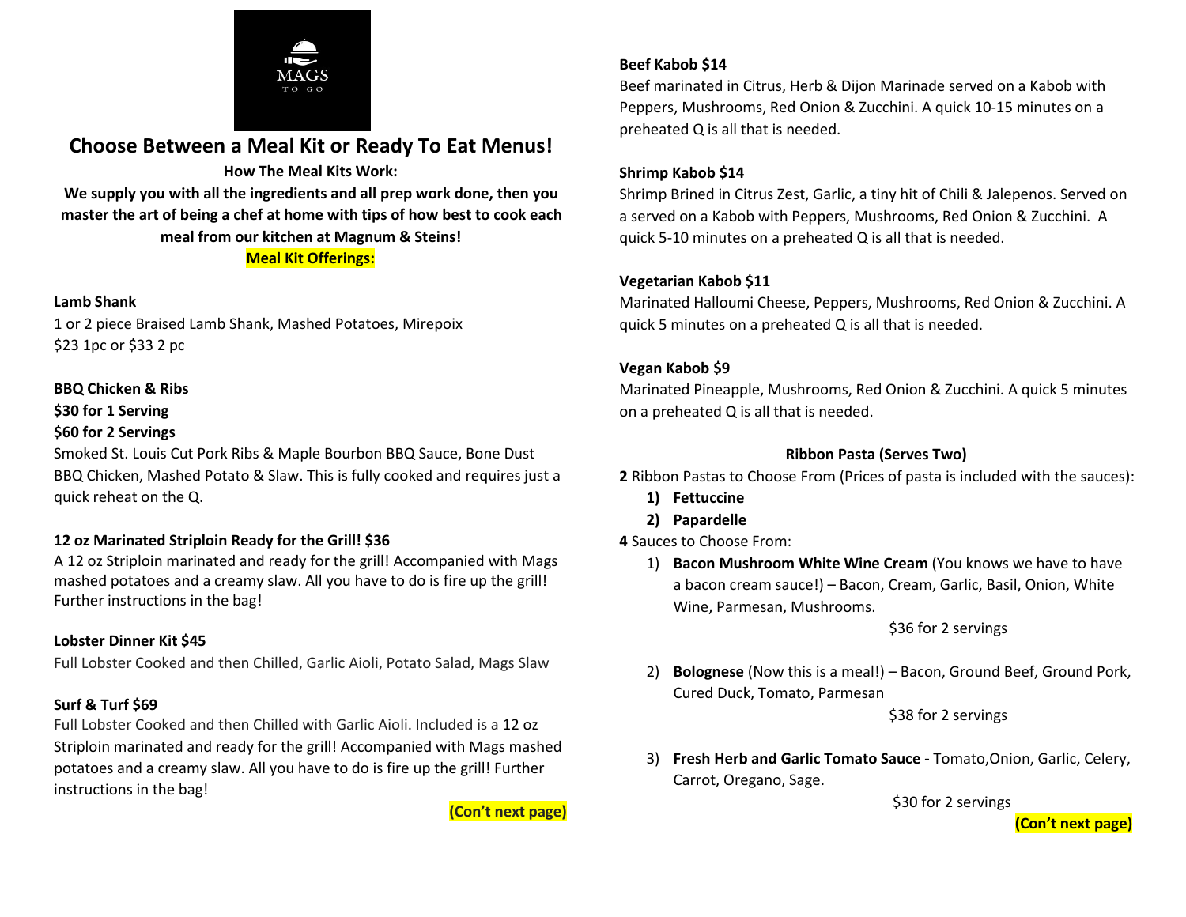MAGS TO GO

# Choose Between a Meal Kit or Ready To Eat Menus!

**How The Meal Kits Work:**

**We supply you with all the ingredients and all prep work done, then you master the art of being a chef at home with tips of how best to cook each meal from our kitchen at Magnum & Steins!**

**Meal Kit Offerings:**

**Lamb Shank**
1 or 2 piece Braised Lamb Shank, Mashed Potatoes, Mirepoix
$23 1pc or $33 2 pc

**BBQ Chicken & Ribs**
**$30 for 1 Serving**
**$60 for 2 Servings**
Smoked St. Louis Cut Pork Ribs & Maple Bourbon BBQ Sauce, Bone Dust BBQ Chicken, Mashed Potato & Slaw. This is fully cooked and requires just a quick reheat on the Q.

**12 oz Marinated Striploin Ready for the Grill! $36**
A 12 oz Striploin marinated and ready for the grill! Accompanied with Mags mashed potatoes and a creamy slaw. All you have to do is fire up the grill! Further instructions in the bag!

**Lobster Dinner Kit $45**
Full Lobster Cooked and then Chilled, Garlic Aioli, Potato Salad, Mags Slaw

**Surf & Turf $69**
Full Lobster Cooked and then Chilled with Garlic Aioli. Included is a 12 oz Striploin marinated and ready for the grill! Accompanied with Mags mashed potatoes and a creamy slaw. All you have to do is fire up the grill! Further instructions in the bag!

**(Con't next page)**

**Beef Kabob $14**
Beef marinated in Citrus, Herb & Dijon Marinade served on a Kabob with Peppers, Mushrooms, Red Onion & Zucchini. A quick 10-15 minutes on a preheated Q is all that is needed.

**Shrimp Kabob $14**
Shrimp Brined in Citrus Zest, Garlic, a tiny hit of Chili & Jalepenos. Served on a served on a Kabob with Peppers, Mushrooms, Red Onion & Zucchini. A quick 5-10 minutes on a preheated Q is all that is needed.

**Vegetarian Kabob $11**
Marinated Halloumi Cheese, Peppers, Mushrooms, Red Onion & Zucchini. A quick 5 minutes on a preheated Q is all that is needed.

**Vegan Kabob $9**
Marinated Pineapple, Mushrooms, Red Onion & Zucchini. A quick 5 minutes on a preheated Q is all that is needed.

**Ribbon Pasta (Serves Two)**

**2** Ribbon Pastas to Choose From (Prices of pasta is included with the sauces):

1) **Fettuccine**
2) **Papardelle**

**4** Sauces to Choose From:

1) **Bacon Mushroom White Wine Cream** (You knows we have to have a bacon cream sauce!) – Bacon, Cream, Garlic, Basil, Onion, White Wine, Parmesan, Mushrooms.
   $36 for 2 servings

2) **Bolognese** (Now this is a meal!) – Bacon, Ground Beef, Ground Pork, Cured Duck, Tomato, Parmesan
   $38 for 2 servings

3) **Fresh Herb and Garlic Tomato Sauce -** Tomato,Onion, Garlic, Celery, Carrot, Oregano, Sage.
   $30 for 2 servings

**(Con't next page)**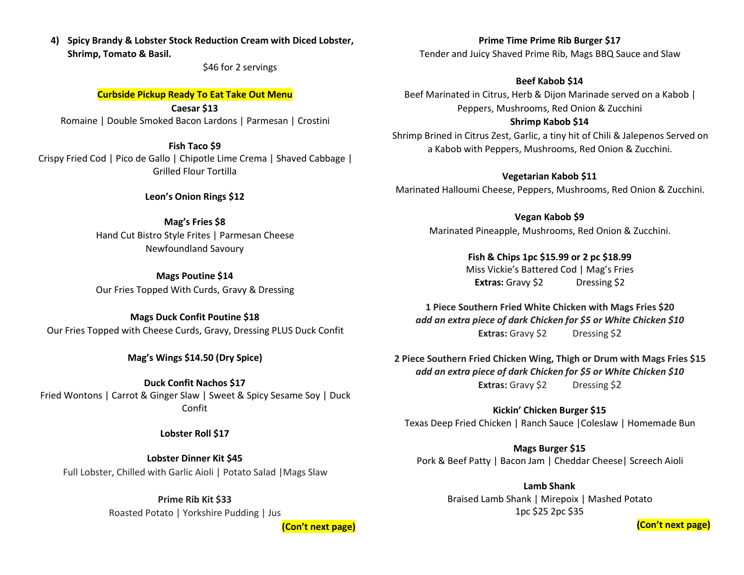4) **Spicy Brandy & Lobster Stock Reduction Cream with Diced Lobster, Shrimp, Tomato & Basil.**

$46 for 2 servings

## Curbside Pickup Ready To Eat Take Out Menu

**Caesar $13**
Romaine | Double Smoked Bacon Lardons | Parmesan | Crostini

**Fish Taco $9**
Crispy Fried Cod | Pico de Gallo | Chipotle Lime Crema | Shaved Cabbage | Grilled Flour Tortilla

**Leon's Onion Rings $12**

**Mag's Fries $8**
Hand Cut Bistro Style Frites | Parmesan Cheese
Newfoundland Savoury

**Mags Poutine $14**
Our Fries Topped With Curds, Gravy & Dressing

**Mags Duck Confit Poutine $18**
Our Fries Topped with Cheese Curds, Gravy, Dressing PLUS Duck Confit

**Mag's Wings $14.50 (Dry Spice)**

**Duck Confit Nachos $17**
Fried Wontons | Carrot & Ginger Slaw | Sweet & Spicy Sesame Soy | Duck Confit

**Lobster Roll $17**

**Lobster Dinner Kit $45**
Full Lobster, Chilled with Garlic Aioli | Potato Salad |Mags Slaw

**Prime Rib Kit $33**
Roasted Potato | Yorkshire Pudding | Jus

**(Con't next page)**

**Prime Time Prime Rib Burger $17**
Tender and Juicy Shaved Prime Rib, Mags BBQ Sauce and Slaw

**Beef Kabob $14**
Beef Marinated in Citrus, Herb & Dijon Marinade served on a Kabob | Peppers, Mushrooms, Red Onion & Zucchini

**Shrimp Kabob $14**
Shrimp Brined in Citrus Zest, Garlic, a tiny hit of Chili & Jalepenos Served on a Kabob with Peppers, Mushrooms, Red Onion & Zucchini.

**Vegetarian Kabob $11**
Marinated Halloumi Cheese, Peppers, Mushrooms, Red Onion & Zucchini.

**Vegan Kabob $9**
Marinated Pineapple, Mushrooms, Red Onion & Zucchini.

**Fish & Chips 1pc $15.99 or 2 pc $18.99**
Miss Vickie's Battered Cod | Mag's Fries
**Extras:** Gravy $2 Dressing $2

**1 Piece Southern Fried White Chicken with Mags Fries $20**
***add an extra piece of dark Chicken for $5 or White Chicken $10***
**Extras:** Gravy $2 Dressing $2

**2 Piece Southern Fried Chicken Wing, Thigh or Drum with Mags Fries $15**
***add an extra piece of dark Chicken for $5 or White Chicken $10***
**Extras:** Gravy $2 Dressing $2

**Kickin' Chicken Burger $15**
Texas Deep Fried Chicken | Ranch Sauce |Coleslaw | Homemade Bun

**Mags Burger $15**
Pork & Beef Patty | Bacon Jam | Cheddar Cheese| Screech Aioli

**Lamb Shank**
Braised Lamb Shank | Mirepoix | Mashed Potato
1pc $25 2pc $35

**(Con't next page)**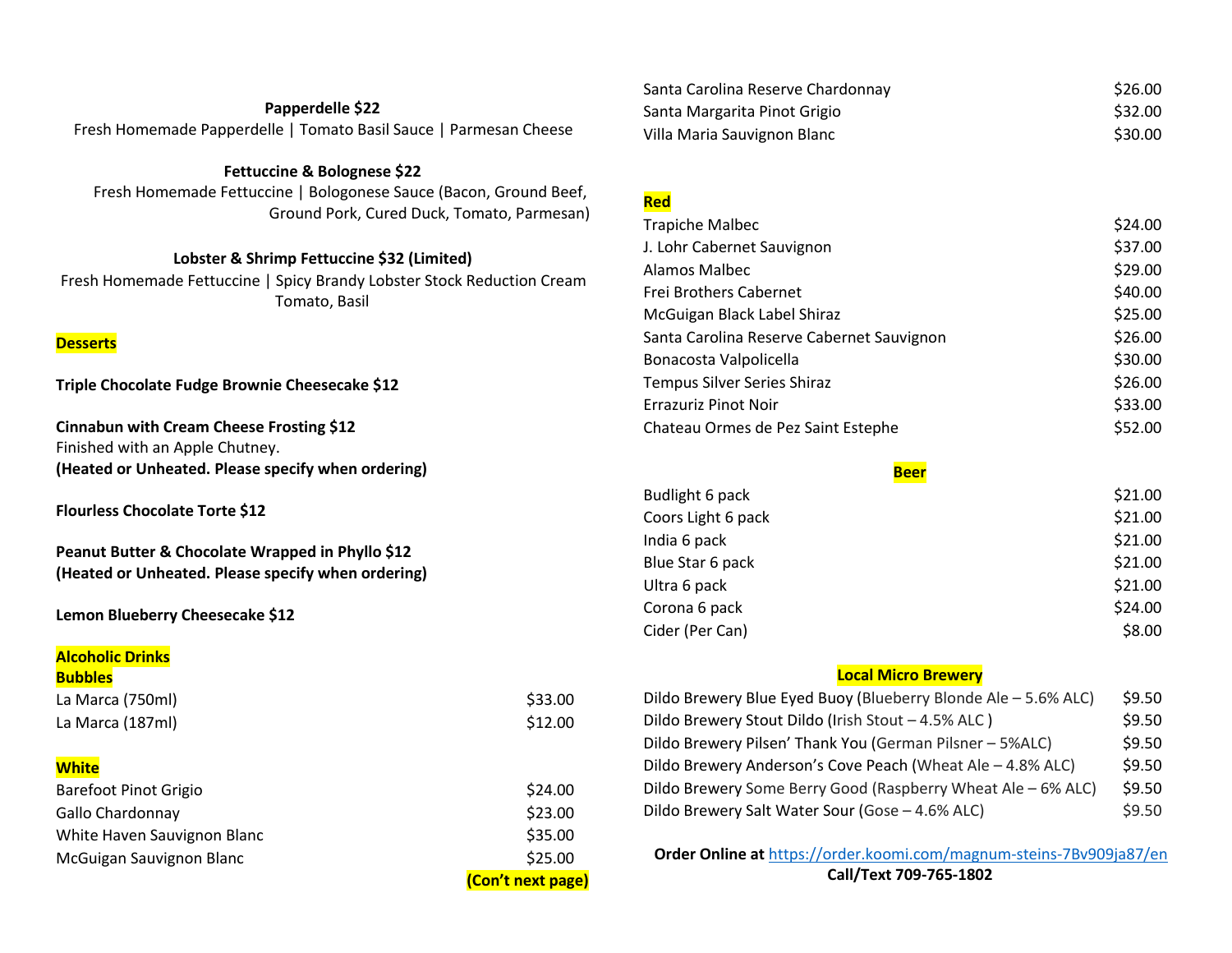**Papperdelle $22**
Fresh Homemade Papperdelle | Tomato Basil Sauce | Parmesan Cheese

**Fettuccine & Bolognese $22**
Fresh Homemade Fettuccine | Bologonese Sauce (Bacon, Ground Beef, Ground Pork, Cured Duck, Tomato, Parmesan)

**Lobster & Shrimp Fettuccine $32 (Limited)**
Fresh Homemade Fettuccine | Spicy Brandy Lobster Stock Reduction Cream Tomato, Basil

## Desserts

**Triple Chocolate Fudge Brownie Cheesecake $12**

**Cinnabun with Cream Cheese Frosting $12**
Finished with an Apple Chutney.
**(Heated or Unheated. Please specify when ordering)**

**Flourless Chocolate Torte $12**

**Peanut Butter & Chocolate Wrapped in Phyllo $12**
**(Heated or Unheated. Please specify when ordering)**

**Lemon Blueberry Cheesecake $12**

## Alcoholic Drinks

### Bubbles

| | |
|---|---|
| La Marca (750ml) | $33.00 |
| La Marca (187ml) | $12.00 |

### White

| | |
|---|---|
| Barefoot Pinot Grigio | $24.00 |
| Gallo Chardonnay | $23.00 |
| White Haven Sauvignon Blanc | $35.00 |
| McGuigan Sauvignon Blanc | $25.00 |
| Santa Carolina Reserve Chardonnay | $26.00 |
| Santa Margarita Pinot Grigio | $32.00 |
| Villa Maria Sauvignon Blanc | $30.00 |

**(Con't next page)**

### Red

| | |
|---|---|
| Trapiche Malbec | $24.00 |
| J. Lohr Cabernet Sauvignon | $37.00 |
| Alamos Malbec | $29.00 |
| Frei Brothers Cabernet | $40.00 |
| McGuigan Black Label Shiraz | $25.00 |
| Santa Carolina Reserve Cabernet Sauvignon | $26.00 |
| Bonacosta Valpolicella | $30.00 |
| Tempus Silver Series Shiraz | $26.00 |
| Errazuriz Pinot Noir | $33.00 |
| Chateau Ormes de Pez Saint Estephe | $52.00 |

### Beer

| | |
|---|---|
| Budlight 6 pack | $21.00 |
| Coors Light 6 pack | $21.00 |
| India 6 pack | $21.00 |
| Blue Star 6 pack | $21.00 |
| Ultra 6 pack | $21.00 |
| Corona 6 pack | $24.00 |
| Cider (Per Can) | $8.00 |

### Local Micro Brewery

| | |
|---|---|
| Dildo Brewery Blue Eyed Buoy (Blueberry Blonde Ale – 5.6% ALC) | $9.50 |
| Dildo Brewery Stout Dildo (Irish Stout – 4.5% ALC ) | $9.50 |
| Dildo Brewery Pilsen' Thank You (German Pilsner – 5%ALC) | $9.50 |
| Dildo Brewery Anderson's Cove Peach (Wheat Ale – 4.8% ALC) | $9.50 |
| Dildo Brewery Some Berry Good (Raspberry Wheat Ale – 6% ALC) | $9.50 |
| Dildo Brewery Salt Water Sour (Gose – 4.6% ALC) | $9.50 |

**Order Online at** https://order.koomi.com/magnum-steins-7Bv909ja87/en
**Call/Text 709-765-1802**